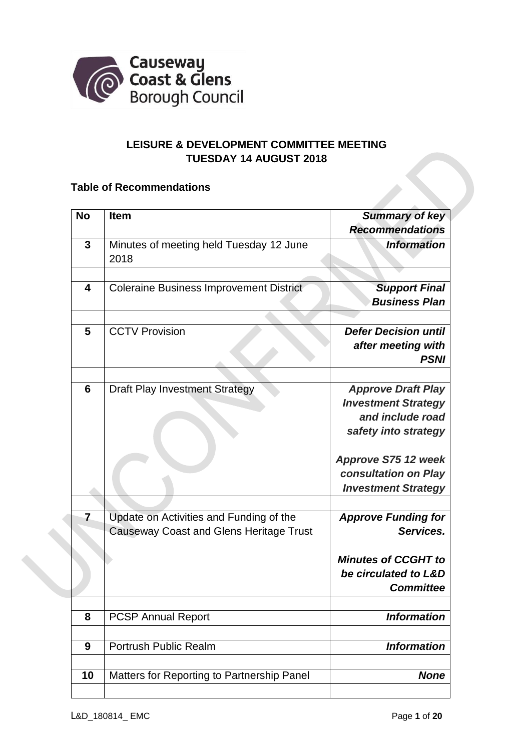Causeway Coast & Glens Borough Council

## LEISURE & DEVELOPMENT COMMITTEE MEETING
## TUESDAY 14 AUGUST 2018

**Table of Recommendations**

| No | Item | Summary of key Recommendations |
|---|---|---|
| **3** | Minutes of meeting held Tuesday 12 June 2018 | ***Information*** |
| **4** | Coleraine Business Improvement District | ***Support Final Business Plan*** |
| **5** | CCTV Provision | ***Defer Decision until after meeting with PSNI*** |
| **6** | Draft Play Investment Strategy | ***Approve Draft Play Investment Strategy and include road safety into strategy*** <br><br> ***Approve S75 12 week consultation on Play Investment Strategy*** |
| **7** | Update on Activities and Funding of the Causeway Coast and Glens Heritage Trust | ***Approve Funding for Services.*** <br><br> ***Minutes of CCGHT to be circulated to L&D Committee*** |
| **8** | PCSP Annual Report | ***Information*** |
| **9** | Portrush Public Realm | ***Information*** |
| **10** | Matters for Reporting to Partnership Panel | ***None*** |

L&D_180814_ EMC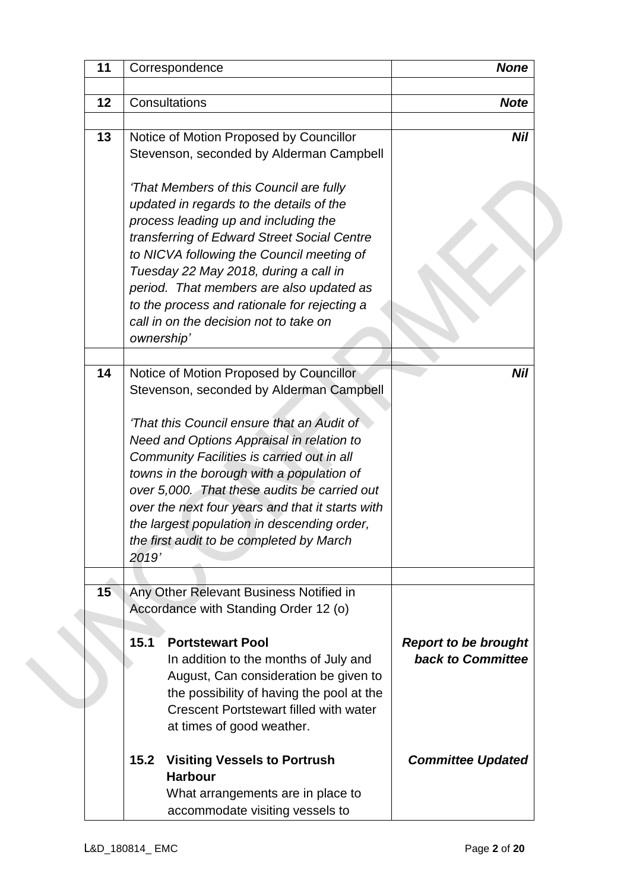| | | |
|---|---|---|
| 11 | Correspondence | ***None*** |
| | | |
| 12 | Consultations | ***Note*** |
| | | |
| 13 | Notice of Motion Proposed by Councillor Stevenson, seconded by Alderman Campbell<br><br>*'That Members of this Council are fully updated in regards to the details of the process leading up and including the transferring of Edward Street Social Centre to NICVA following the Council meeting of Tuesday 22 May 2018, during a call in period. That members are also updated as to the process and rationale for rejecting a call in on the decision not to take on ownership'* | ***Nil*** |
| | | |
| 14 | Notice of Motion Proposed by Councillor Stevenson, seconded by Alderman Campbell<br><br>*'That this Council ensure that an Audit of Need and Options Appraisal in relation to Community Facilities is carried out in all towns in the borough with a population of over 5,000. That these audits be carried out over the next four years and that it starts with the largest population in descending order, the first audit to be completed by March 2019'* | ***Nil*** |
| | | |
| 15 | Any Other Relevant Business Notified in Accordance with Standing Order 12 (o)<br><br>**15.1 Portstewart Pool**<br>In addition to the months of July and August, Can consideration be given to the possibility of having the pool at the Crescent Portstewart filled with water at times of good weather. | ***Report to be brought back to Committee*** |
| | **15.2 Visiting Vessels to Portrush Harbour**<br>What arrangements are in place to accommodate visiting vessels to | ***Committee Updated*** |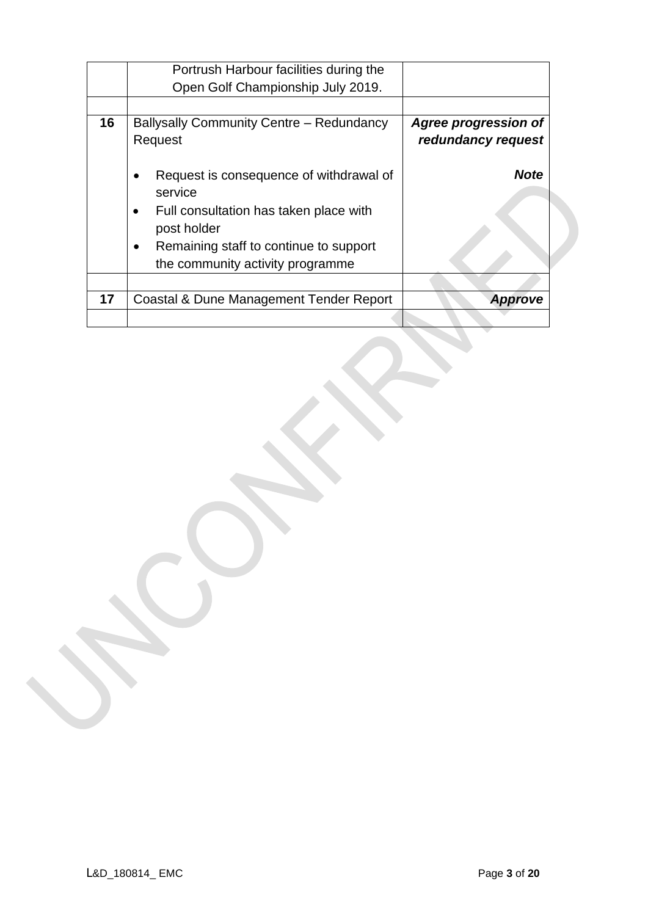| | | |
|---|---|---|
| | Portrush Harbour facilities during the Open Golf Championship July 2019. | |
| | | |
| **16** | Ballysally Community Centre – Redundancy Request<br><br>• Request is consequence of withdrawal of service<br>• Full consultation has taken place with post holder<br>• Remaining staff to continue to support the community activity programme | ***Agree progression of redundancy request***<br><br>***Note*** |
| | | |
| **17** | Coastal & Dune Management Tender Report | ***Approve*** |
| | | |

UNCONFIRMED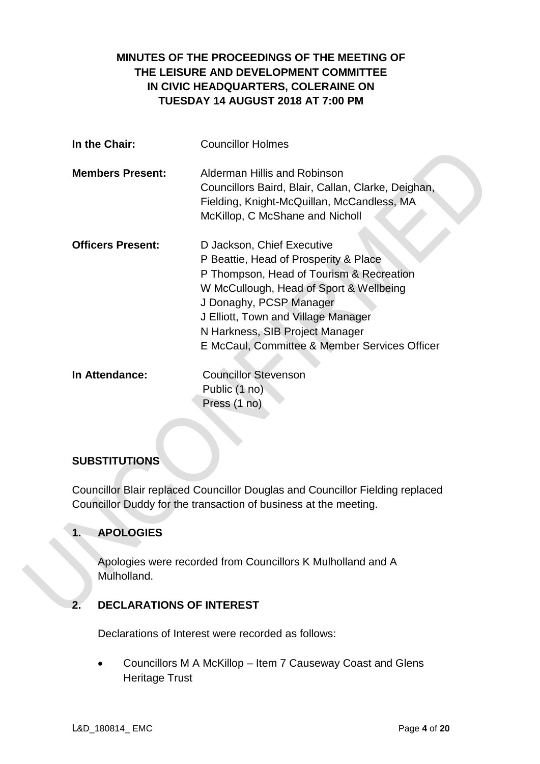**MINUTES OF THE PROCEEDINGS OF THE MEETING OF THE LEISURE AND DEVELOPMENT COMMITTEE IN CIVIC HEADQUARTERS, COLERAINE ON TUESDAY 14 AUGUST 2018 AT 7:00 PM**

| | |
|---|---|
| **In the Chair:** | Councillor Holmes |
| **Members Present:** | Alderman Hillis and Robinson<br>Councillors Baird, Blair, Callan, Clarke, Deighan, Fielding, Knight-McQuillan, McCandless, MA McKillop, C McShane and Nicholl |
| **Officers Present:** | D Jackson, Chief Executive<br>P Beattie, Head of Prosperity & Place<br>P Thompson, Head of Tourism & Recreation<br>W McCullough, Head of Sport & Wellbeing<br>J Donaghy, PCSP Manager<br>J Elliott, Town and Village Manager<br>N Harkness, SIB Project Manager<br>E McCaul, Committee & Member Services Officer |
| **In Attendance:** | Councillor Stevenson<br>Public (1 no)<br>Press (1 no) |

**SUBSTITUTIONS**

Councillor Blair replaced Councillor Douglas and Councillor Fielding replaced Councillor Duddy for the transaction of business at the meeting.

**1. APOLOGIES**

Apologies were recorded from Councillors K Mulholland and A Mulholland.

**2. DECLARATIONS OF INTEREST**

Declarations of Interest were recorded as follows:

- Councillors M A McKillop – Item 7 Causeway Coast and Glens Heritage Trust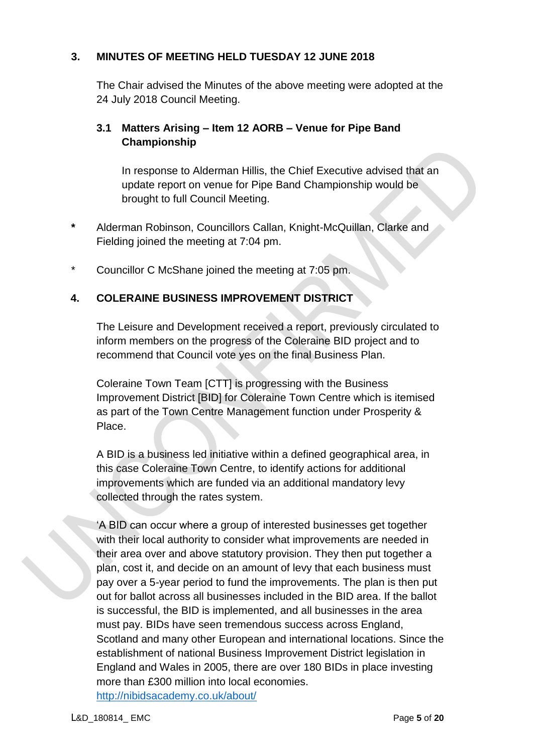## 3. MINUTES OF MEETING HELD TUESDAY 12 JUNE 2018

The Chair advised the Minutes of the above meeting were adopted at the 24 July 2018 Council Meeting.

### 3.1 Matters Arising – Item 12 AORB – Venue for Pipe Band Championship

In response to Alderman Hillis, the Chief Executive advised that an update report on venue for Pipe Band Championship would be brought to full Council Meeting.

**\*** Alderman Robinson, Councillors Callan, Knight-McQuillan, Clarke and Fielding joined the meeting at 7:04 pm.

\* Councillor C McShane joined the meeting at 7:05 pm.

## 4. COLERAINE BUSINESS IMPROVEMENT DISTRICT

The Leisure and Development received a report, previously circulated to inform members on the progress of the Coleraine BID project and to recommend that Council vote yes on the final Business Plan.

Coleraine Town Team [CTT] is progressing with the Business Improvement District [BID] for Coleraine Town Centre which is itemised as part of the Town Centre Management function under Prosperity & Place.

A BID is a business led initiative within a defined geographical area, in this case Coleraine Town Centre, to identify actions for additional improvements which are funded via an additional mandatory levy collected through the rates system.

'A BID can occur where a group of interested businesses get together with their local authority to consider what improvements are needed in their area over and above statutory provision. They then put together a plan, cost it, and decide on an amount of levy that each business must pay over a 5-year period to fund the improvements. The plan is then put out for ballot across all businesses included in the BID area. If the ballot is successful, the BID is implemented, and all businesses in the area must pay. BIDs have seen tremendous success across England, Scotland and many other European and international locations. Since the establishment of national Business Improvement District legislation in England and Wales in 2005, there are over 180 BIDs in place investing more than £300 million into local economies.
http://nibidsacademy.co.uk/about/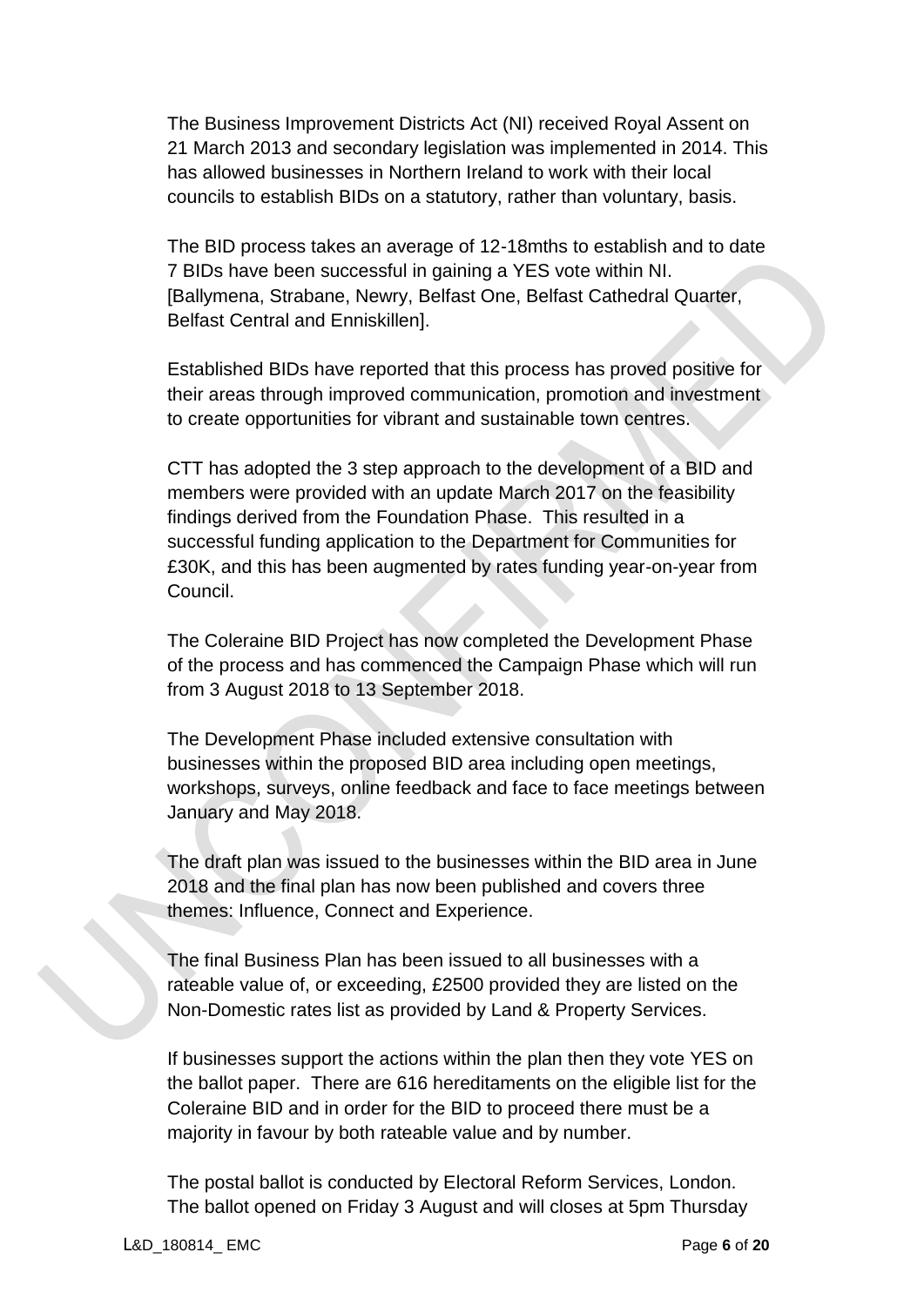The Business Improvement Districts Act (NI) received Royal Assent on 21 March 2013 and secondary legislation was implemented in 2014. This has allowed businesses in Northern Ireland to work with their local councils to establish BIDs on a statutory, rather than voluntary, basis.

The BID process takes an average of 12-18mths to establish and to date 7 BIDs have been successful in gaining a YES vote within NI. [Ballymena, Strabane, Newry, Belfast One, Belfast Cathedral Quarter, Belfast Central and Enniskillen].

Established BIDs have reported that this process has proved positive for their areas through improved communication, promotion and investment to create opportunities for vibrant and sustainable town centres.

CTT has adopted the 3 step approach to the development of a BID and members were provided with an update March 2017 on the feasibility findings derived from the Foundation Phase. This resulted in a successful funding application to the Department for Communities for £30K, and this has been augmented by rates funding year-on-year from Council.

The Coleraine BID Project has now completed the Development Phase of the process and has commenced the Campaign Phase which will run from 3 August 2018 to 13 September 2018.

The Development Phase included extensive consultation with businesses within the proposed BID area including open meetings, workshops, surveys, online feedback and face to face meetings between January and May 2018.

The draft plan was issued to the businesses within the BID area in June 2018 and the final plan has now been published and covers three themes: Influence, Connect and Experience.

The final Business Plan has been issued to all businesses with a rateable value of, or exceeding, £2500 provided they are listed on the Non-Domestic rates list as provided by Land & Property Services.

If businesses support the actions within the plan then they vote YES on the ballot paper. There are 616 hereditaments on the eligible list for the Coleraine BID and in order for the BID to proceed there must be a majority in favour by both rateable value and by number.

The postal ballot is conducted by Electoral Reform Services, London. The ballot opened on Friday 3 August and will closes at 5pm Thursday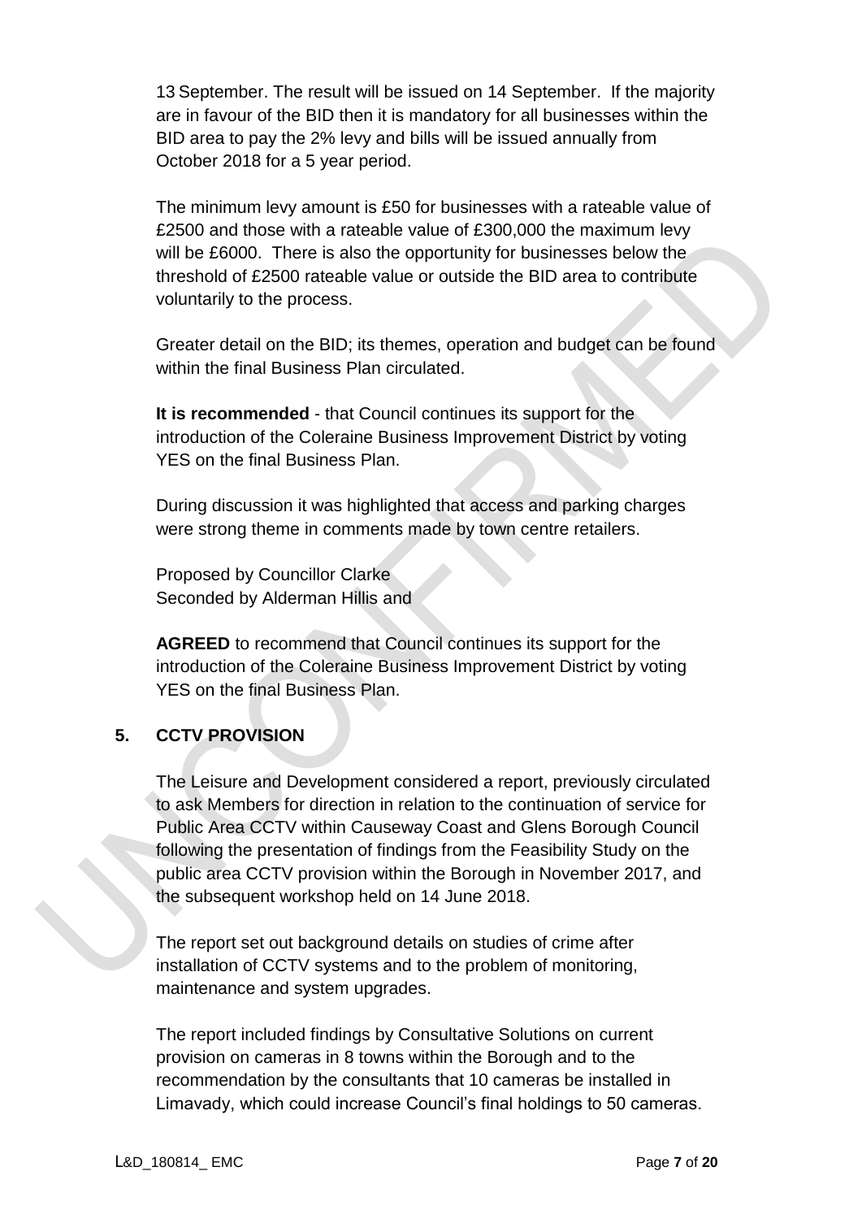13 September. The result will be issued on 14 September. If the majority are in favour of the BID then it is mandatory for all businesses within the BID area to pay the 2% levy and bills will be issued annually from October 2018 for a 5 year period.

The minimum levy amount is £50 for businesses with a rateable value of £2500 and those with a rateable value of £300,000 the maximum levy will be £6000. There is also the opportunity for businesses below the threshold of £2500 rateable value or outside the BID area to contribute voluntarily to the process.

Greater detail on the BID; its themes, operation and budget can be found within the final Business Plan circulated.

**It is recommended** - that Council continues its support for the introduction of the Coleraine Business Improvement District by voting YES on the final Business Plan.

During discussion it was highlighted that access and parking charges were strong theme in comments made by town centre retailers.

Proposed by Councillor Clarke
Seconded by Alderman Hillis and

**AGREED** to recommend that Council continues its support for the introduction of the Coleraine Business Improvement District by voting YES on the final Business Plan.

## 5. CCTV PROVISION

The Leisure and Development considered a report, previously circulated to ask Members for direction in relation to the continuation of service for Public Area CCTV within Causeway Coast and Glens Borough Council following the presentation of findings from the Feasibility Study on the public area CCTV provision within the Borough in November 2017, and the subsequent workshop held on 14 June 2018.

The report set out background details on studies of crime after installation of CCTV systems and to the problem of monitoring, maintenance and system upgrades.

The report included findings by Consultative Solutions on current provision on cameras in 8 towns within the Borough and to the recommendation by the consultants that 10 cameras be installed in Limavady, which could increase Council's final holdings to 50 cameras.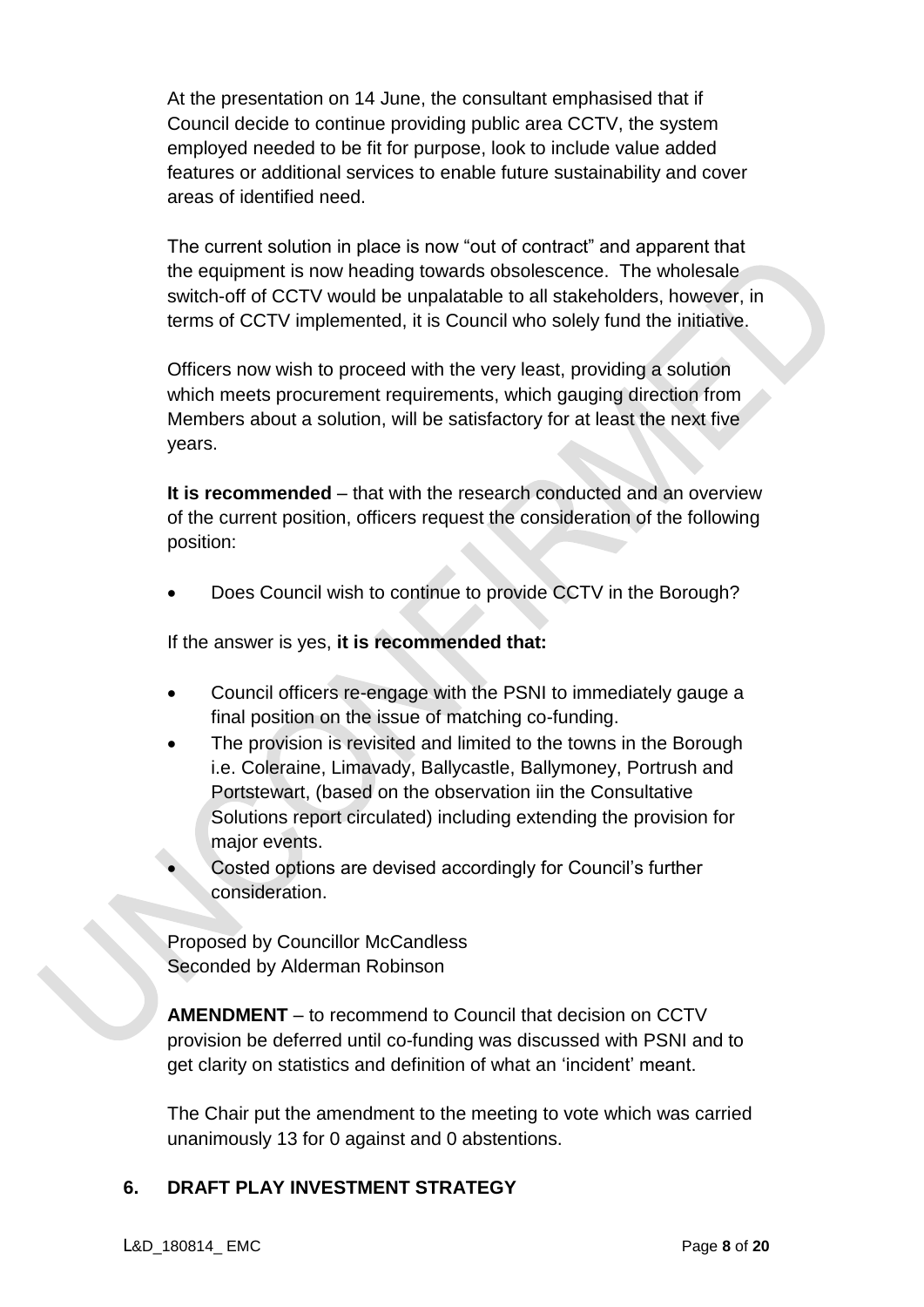At the presentation on 14 June, the consultant emphasised that if Council decide to continue providing public area CCTV, the system employed needed to be fit for purpose, look to include value added features or additional services to enable future sustainability and cover areas of identified need.

The current solution in place is now "out of contract" and apparent that the equipment is now heading towards obsolescence. The wholesale switch-off of CCTV would be unpalatable to all stakeholders, however, in terms of CCTV implemented, it is Council who solely fund the initiative.

Officers now wish to proceed with the very least, providing a solution which meets procurement requirements, which gauging direction from Members about a solution, will be satisfactory for at least the next five years.

**It is recommended** – that with the research conducted and an overview of the current position, officers request the consideration of the following position:

- Does Council wish to continue to provide CCTV in the Borough?

If the answer is yes, **it is recommended that:**

- Council officers re-engage with the PSNI to immediately gauge a final position on the issue of matching co-funding.
- The provision is revisited and limited to the towns in the Borough i.e. Coleraine, Limavady, Ballycastle, Ballymoney, Portrush and Portstewart, (based on the observation iin the Consultative Solutions report circulated) including extending the provision for major events.
- Costed options are devised accordingly for Council's further consideration.

Proposed by Councillor McCandless
Seconded by Alderman Robinson

**AMENDMENT** – to recommend to Council that decision on CCTV provision be deferred until co-funding was discussed with PSNI and to get clarity on statistics and definition of what an 'incident' meant.

The Chair put the amendment to the meeting to vote which was carried unanimously 13 for 0 against and 0 abstentions.

## 6. DRAFT PLAY INVESTMENT STRATEGY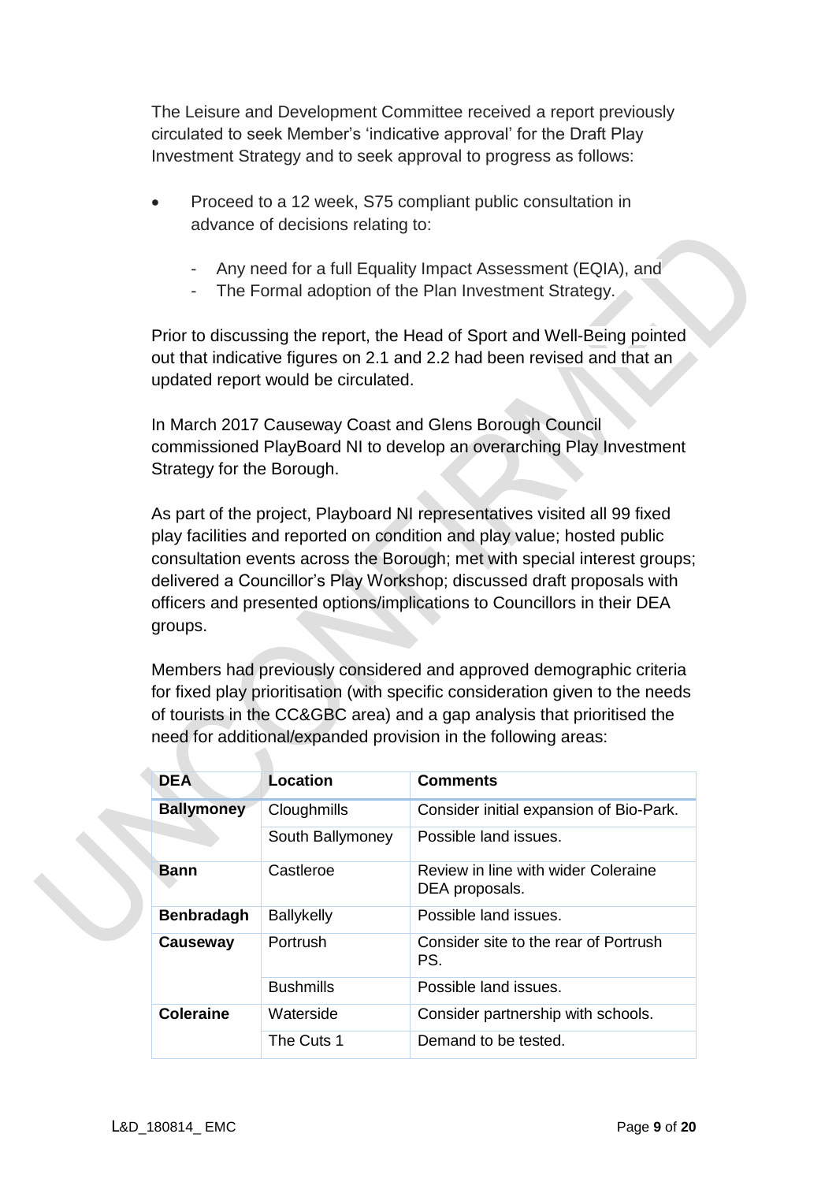The Leisure and Development Committee received a report previously circulated to seek Member's 'indicative approval' for the Draft Play Investment Strategy and to seek approval to progress as follows:

- Proceed to a 12 week, S75 compliant public consultation in advance of decisions relating to:
  - Any need for a full Equality Impact Assessment (EQIA), and
  - The Formal adoption of the Plan Investment Strategy.

Prior to discussing the report, the Head of Sport and Well-Being pointed out that indicative figures on 2.1 and 2.2 had been revised and that an updated report would be circulated.

In March 2017 Causeway Coast and Glens Borough Council commissioned PlayBoard NI to develop an overarching Play Investment Strategy for the Borough.

As part of the project, Playboard NI representatives visited all 99 fixed play facilities and reported on condition and play value; hosted public consultation events across the Borough; met with special interest groups; delivered a Councillor's Play Workshop; discussed draft proposals with officers and presented options/implications to Councillors in their DEA groups.

Members had previously considered and approved demographic criteria for fixed play prioritisation (with specific consideration given to the needs of tourists in the CC&GBC area) and a gap analysis that prioritised the need for additional/expanded provision in the following areas:

| DEA | Location | Comments |
|---|---|---|
| **Ballymoney** | Cloughmills | Consider initial expansion of Bio-Park. |
| | South Ballymoney | Possible land issues. |
| **Bann** | Castleroe | Review in line with wider Coleraine DEA proposals. |
| **Benbradagh** | Ballykelly | Possible land issues. |
| **Causeway** | Portrush | Consider site to the rear of Portrush PS. |
| | Bushmills | Possible land issues. |
| **Coleraine** | Waterside | Consider partnership with schools. |
| | The Cuts 1 | Demand to be tested. |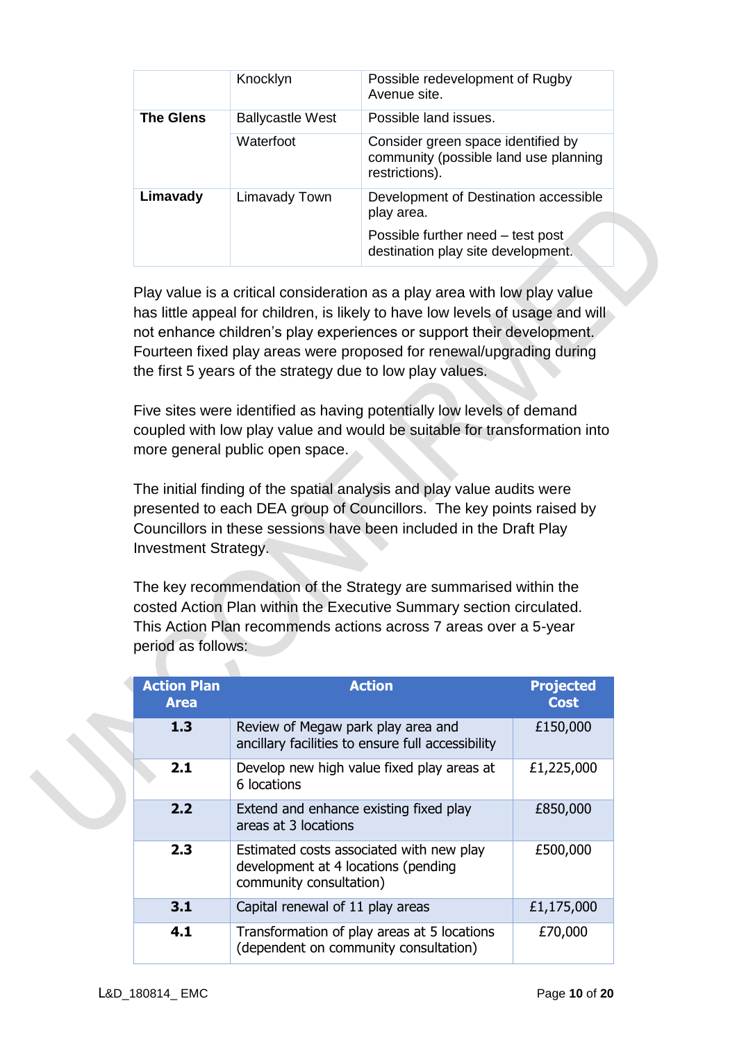| | | |
|---|---|---|
| | Knocklyn | Possible redevelopment of Rugby Avenue site. |
| **The Glens** | Ballycastle West | Possible land issues. |
| | Waterfoot | Consider green space identified by community (possible land use planning restrictions). |
| **Limavady** | Limavady Town | Development of Destination accessible play area.<br><br>Possible further need – test post destination play site development. |

Play value is a critical consideration as a play area with low play value has little appeal for children, is likely to have low levels of usage and will not enhance children's play experiences or support their development. Fourteen fixed play areas were proposed for renewal/upgrading during the first 5 years of the strategy due to low play values.

Five sites were identified as having potentially low levels of demand coupled with low play value and would be suitable for transformation into more general public open space.

The initial finding of the spatial analysis and play value audits were presented to each DEA group of Councillors. The key points raised by Councillors in these sessions have been included in the Draft Play Investment Strategy.

The key recommendation of the Strategy are summarised within the costed Action Plan within the Executive Summary section circulated. This Action Plan recommends actions across 7 areas over a 5-year period as follows:

| Action Plan Area | Action | Projected Cost |
|---|---|---|
| **1.3** | Review of Megaw park play area and ancillary facilities to ensure full accessibility | £150,000 |
| **2.1** | Develop new high value fixed play areas at 6 locations | £1,225,000 |
| **2.2** | Extend and enhance existing fixed play areas at 3 locations | £850,000 |
| **2.3** | Estimated costs associated with new play development at 4 locations (pending community consultation) | £500,000 |
| **3.1** | Capital renewal of 11 play areas | £1,175,000 |
| **4.1** | Transformation of play areas at 5 locations (dependent on community consultation) | £70,000 |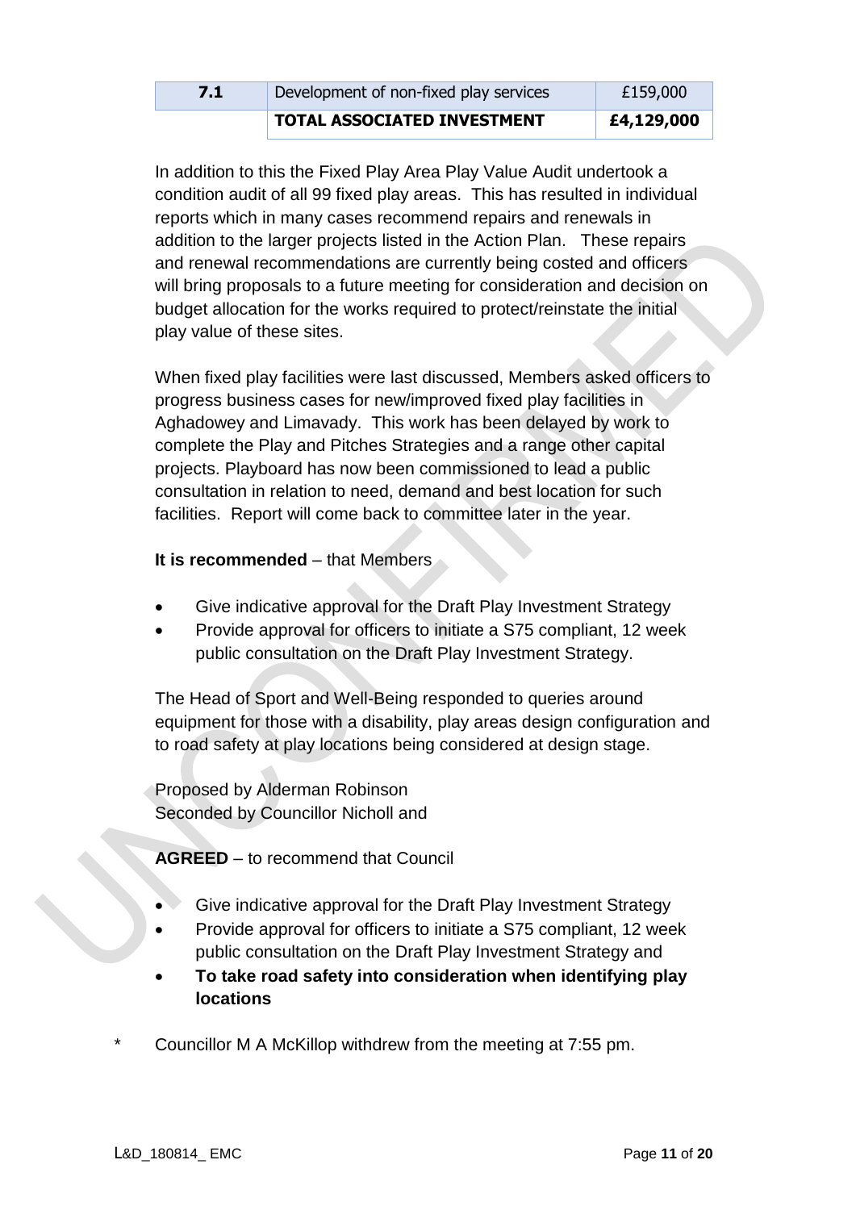| 7.1 | Development of non-fixed play services | £159,000 |
| --- | --- | --- |
| | **TOTAL ASSOCIATED INVESTMENT** | **£4,129,000** |

In addition to this the Fixed Play Area Play Value Audit undertook a condition audit of all 99 fixed play areas. This has resulted in individual reports which in many cases recommend repairs and renewals in addition to the larger projects listed in the Action Plan. These repairs and renewal recommendations are currently being costed and officers will bring proposals to a future meeting for consideration and decision on budget allocation for the works required to protect/reinstate the initial play value of these sites.

When fixed play facilities were last discussed, Members asked officers to progress business cases for new/improved fixed play facilities in Aghadowey and Limavady. This work has been delayed by work to complete the Play and Pitches Strategies and a range other capital projects. Playboard has now been commissioned to lead a public consultation in relation to need, demand and best location for such facilities. Report will come back to committee later in the year.

**It is recommended** – that Members

- Give indicative approval for the Draft Play Investment Strategy
- Provide approval for officers to initiate a S75 compliant, 12 week public consultation on the Draft Play Investment Strategy.

The Head of Sport and Well-Being responded to queries around equipment for those with a disability, play areas design configuration and to road safety at play locations being considered at design stage.

Proposed by Alderman Robinson
Seconded by Councillor Nicholl and

**AGREED** – to recommend that Council

- Give indicative approval for the Draft Play Investment Strategy
- Provide approval for officers to initiate a S75 compliant, 12 week public consultation on the Draft Play Investment Strategy and
- **To take road safety into consideration when identifying play locations**

\* Councillor M A McKillop withdrew from the meeting at 7:55 pm.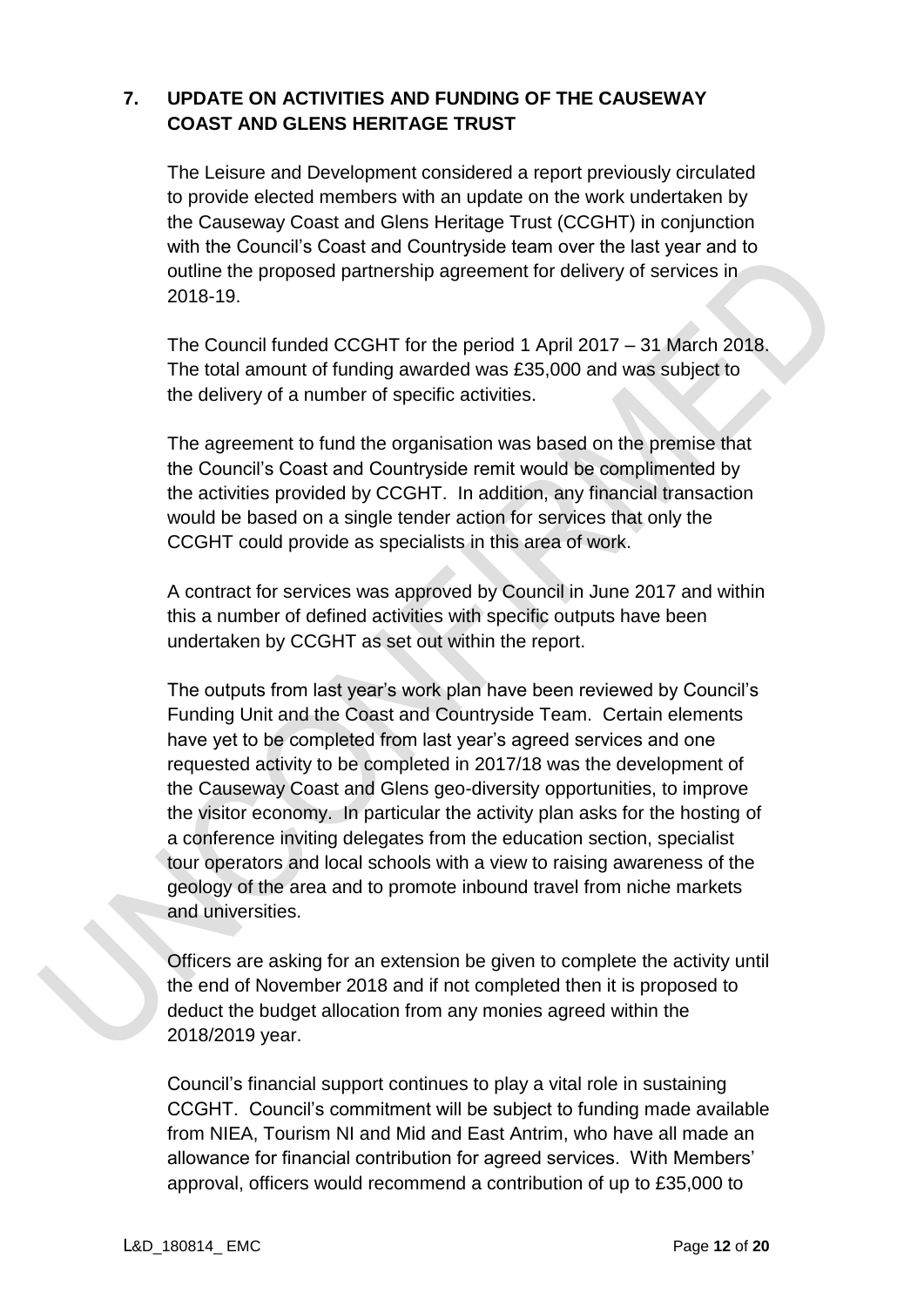## 7. UPDATE ON ACTIVITIES AND FUNDING OF THE CAUSEWAY COAST AND GLENS HERITAGE TRUST

The Leisure and Development considered a report previously circulated to provide elected members with an update on the work undertaken by the Causeway Coast and Glens Heritage Trust (CCGHT) in conjunction with the Council's Coast and Countryside team over the last year and to outline the proposed partnership agreement for delivery of services in 2018-19.

The Council funded CCGHT for the period 1 April 2017 – 31 March 2018. The total amount of funding awarded was £35,000 and was subject to the delivery of a number of specific activities.

The agreement to fund the organisation was based on the premise that the Council's Coast and Countryside remit would be complimented by the activities provided by CCGHT. In addition, any financial transaction would be based on a single tender action for services that only the CCGHT could provide as specialists in this area of work.

A contract for services was approved by Council in June 2017 and within this a number of defined activities with specific outputs have been undertaken by CCGHT as set out within the report.

The outputs from last year's work plan have been reviewed by Council's Funding Unit and the Coast and Countryside Team. Certain elements have yet to be completed from last year's agreed services and one requested activity to be completed in 2017/18 was the development of the Causeway Coast and Glens geo-diversity opportunities, to improve the visitor economy. In particular the activity plan asks for the hosting of a conference inviting delegates from the education section, specialist tour operators and local schools with a view to raising awareness of the geology of the area and to promote inbound travel from niche markets and universities.

Officers are asking for an extension be given to complete the activity until the end of November 2018 and if not completed then it is proposed to deduct the budget allocation from any monies agreed within the 2018/2019 year.

Council's financial support continues to play a vital role in sustaining CCGHT. Council's commitment will be subject to funding made available from NIEA, Tourism NI and Mid and East Antrim, who have all made an allowance for financial contribution for agreed services. With Members' approval, officers would recommend a contribution of up to £35,000 to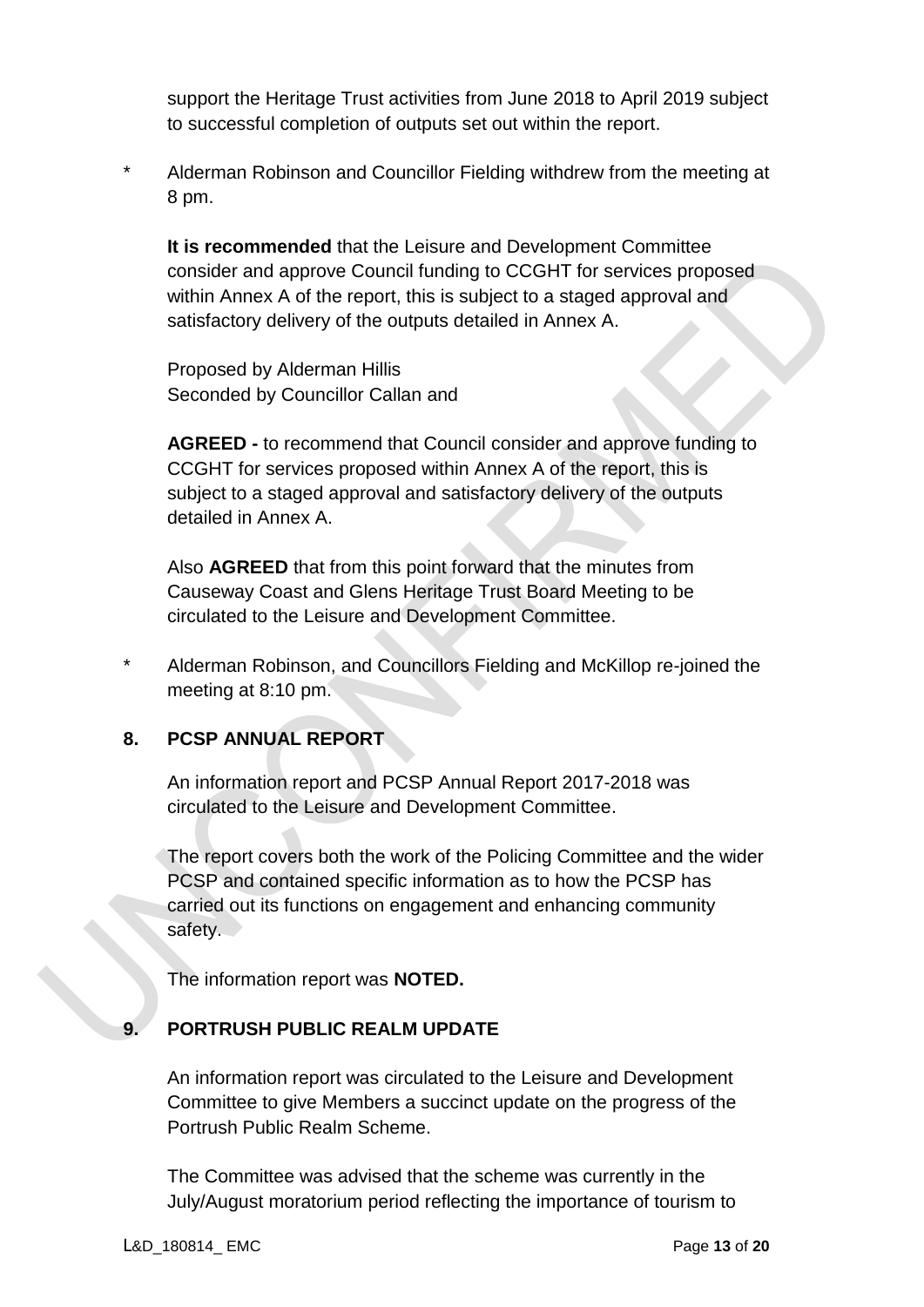support the Heritage Trust activities from June 2018 to April 2019 subject to successful completion of outputs set out within the report.

\* Alderman Robinson and Councillor Fielding withdrew from the meeting at 8 pm.

**It is recommended** that the Leisure and Development Committee consider and approve Council funding to CCGHT for services proposed within Annex A of the report, this is subject to a staged approval and satisfactory delivery of the outputs detailed in Annex A.

Proposed by Alderman Hillis
Seconded by Councillor Callan and

**AGREED -** to recommend that Council consider and approve funding to CCGHT for services proposed within Annex A of the report, this is subject to a staged approval and satisfactory delivery of the outputs detailed in Annex A.

Also **AGREED** that from this point forward that the minutes from Causeway Coast and Glens Heritage Trust Board Meeting to be circulated to the Leisure and Development Committee.

\* Alderman Robinson, and Councillors Fielding and McKillop re-joined the meeting at 8:10 pm.

## 8. PCSP ANNUAL REPORT

An information report and PCSP Annual Report 2017-2018 was circulated to the Leisure and Development Committee.

The report covers both the work of the Policing Committee and the wider PCSP and contained specific information as to how the PCSP has carried out its functions on engagement and enhancing community safety.

The information report was **NOTED.**

## 9. PORTRUSH PUBLIC REALM UPDATE

An information report was circulated to the Leisure and Development Committee to give Members a succinct update on the progress of the Portrush Public Realm Scheme.

The Committee was advised that the scheme was currently in the July/August moratorium period reflecting the importance of tourism to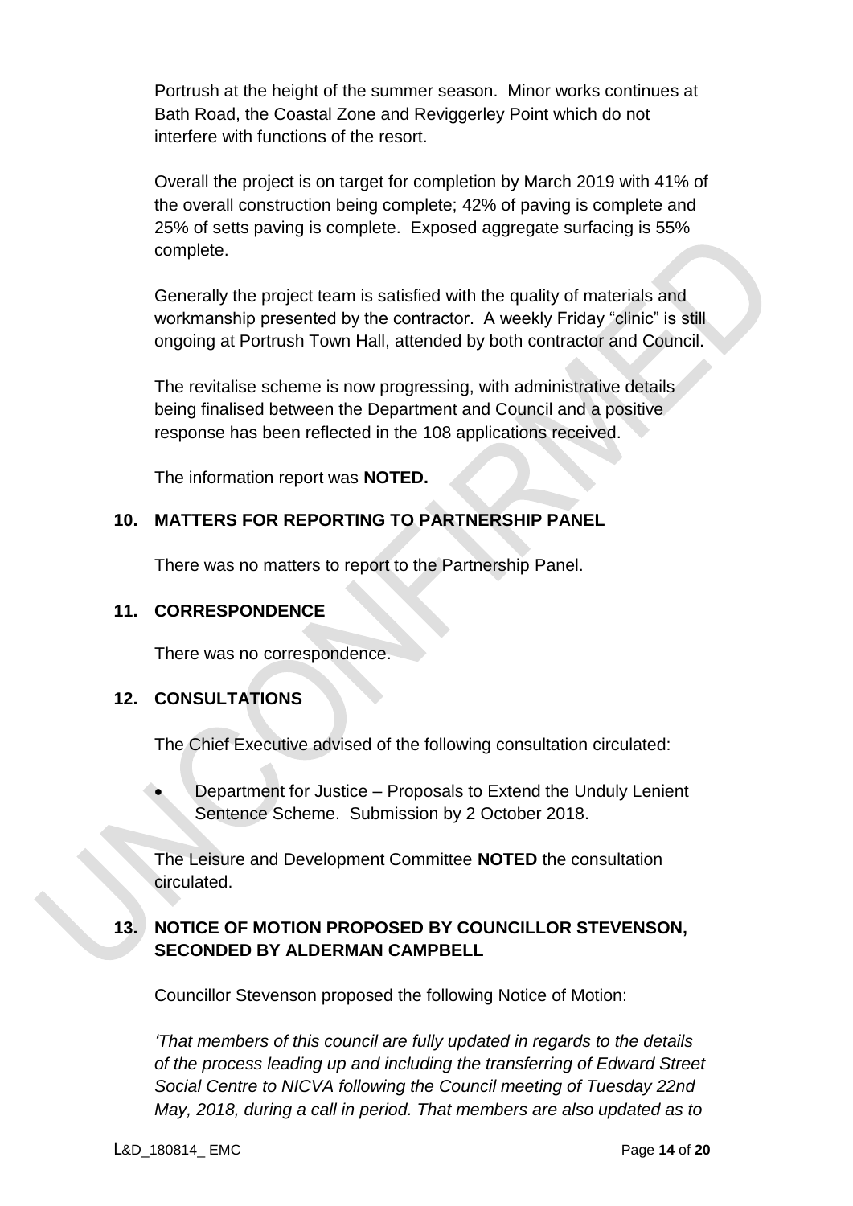Portrush at the height of the summer season. Minor works continues at Bath Road, the Coastal Zone and Reviggerley Point which do not interfere with functions of the resort.

Overall the project is on target for completion by March 2019 with 41% of the overall construction being complete; 42% of paving is complete and 25% of setts paving is complete. Exposed aggregate surfacing is 55% complete.

Generally the project team is satisfied with the quality of materials and workmanship presented by the contractor. A weekly Friday "clinic" is still ongoing at Portrush Town Hall, attended by both contractor and Council.

The revitalise scheme is now progressing, with administrative details being finalised between the Department and Council and a positive response has been reflected in the 108 applications received.

The information report was **NOTED.**

## 10. MATTERS FOR REPORTING TO PARTNERSHIP PANEL

There was no matters to report to the Partnership Panel.

## 11. CORRESPONDENCE

There was no correspondence.

## 12. CONSULTATIONS

The Chief Executive advised of the following consultation circulated:

- Department for Justice – Proposals to Extend the Unduly Lenient Sentence Scheme. Submission by 2 October 2018.

The Leisure and Development Committee **NOTED** the consultation circulated.

## 13. NOTICE OF MOTION PROPOSED BY COUNCILLOR STEVENSON, SECONDED BY ALDERMAN CAMPBELL

Councillor Stevenson proposed the following Notice of Motion:

*'That members of this council are fully updated in regards to the details of the process leading up and including the transferring of Edward Street Social Centre to NICVA following the Council meeting of Tuesday 22nd May, 2018, during a call in period. That members are also updated as to*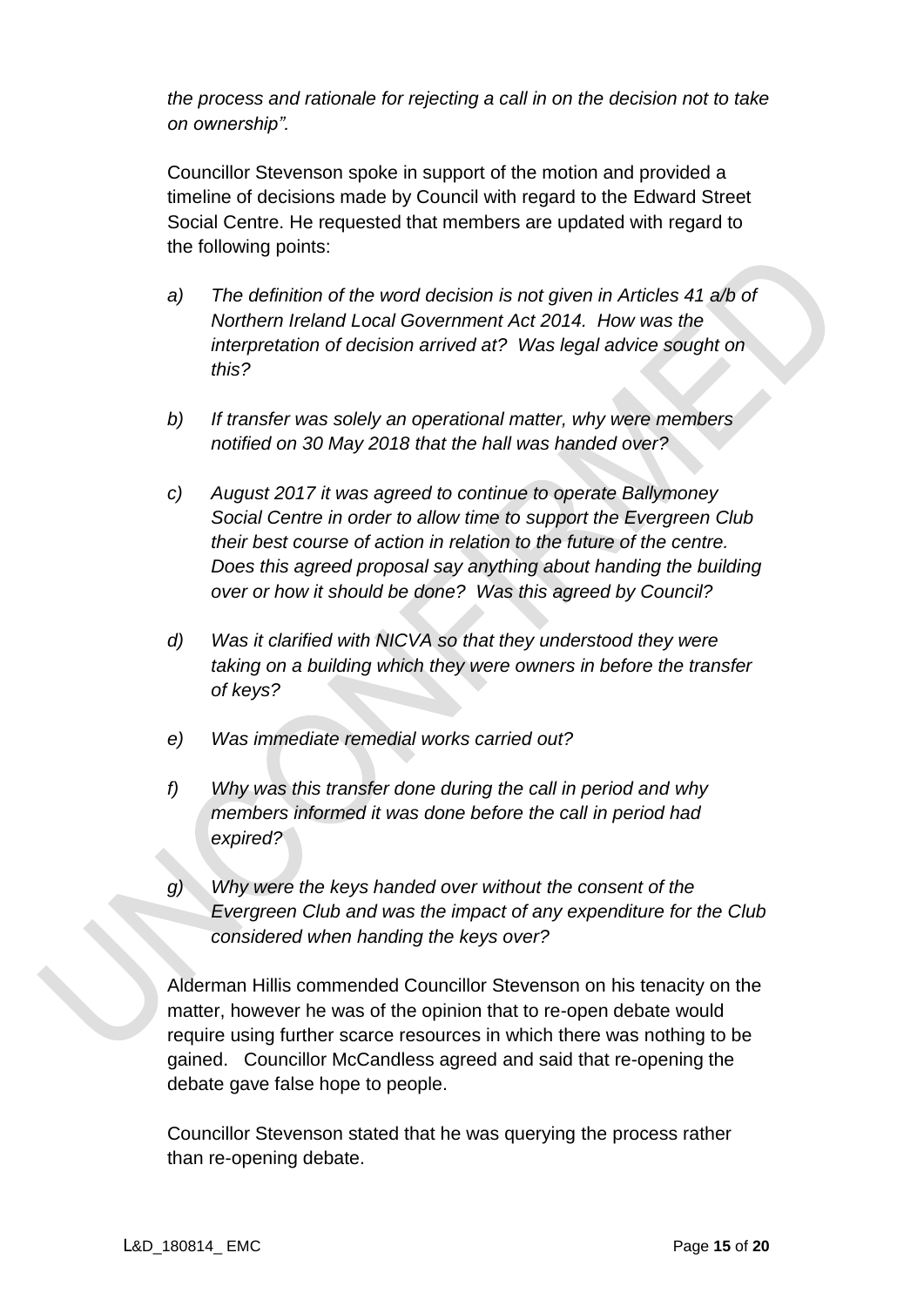*the process and rationale for rejecting a call in on the decision not to take on ownership".*

Councillor Stevenson spoke in support of the motion and provided a timeline of decisions made by Council with regard to the Edward Street Social Centre. He requested that members are updated with regard to the following points:

*a) The definition of the word decision is not given in Articles 41 a/b of Northern Ireland Local Government Act 2014. How was the interpretation of decision arrived at? Was legal advice sought on this?*

*b) If transfer was solely an operational matter, why were members notified on 30 May 2018 that the hall was handed over?*

*c) August 2017 it was agreed to continue to operate Ballymoney Social Centre in order to allow time to support the Evergreen Club their best course of action in relation to the future of the centre. Does this agreed proposal say anything about handing the building over or how it should be done? Was this agreed by Council?*

*d) Was it clarified with NICVA so that they understood they were taking on a building which they were owners in before the transfer of keys?*

*e) Was immediate remedial works carried out?*

*f) Why was this transfer done during the call in period and why members informed it was done before the call in period had expired?*

*g) Why were the keys handed over without the consent of the Evergreen Club and was the impact of any expenditure for the Club considered when handing the keys over?*

Alderman Hillis commended Councillor Stevenson on his tenacity on the matter, however he was of the opinion that to re-open debate would require using further scarce resources in which there was nothing to be gained. Councillor McCandless agreed and said that re-opening the debate gave false hope to people.

Councillor Stevenson stated that he was querying the process rather than re-opening debate.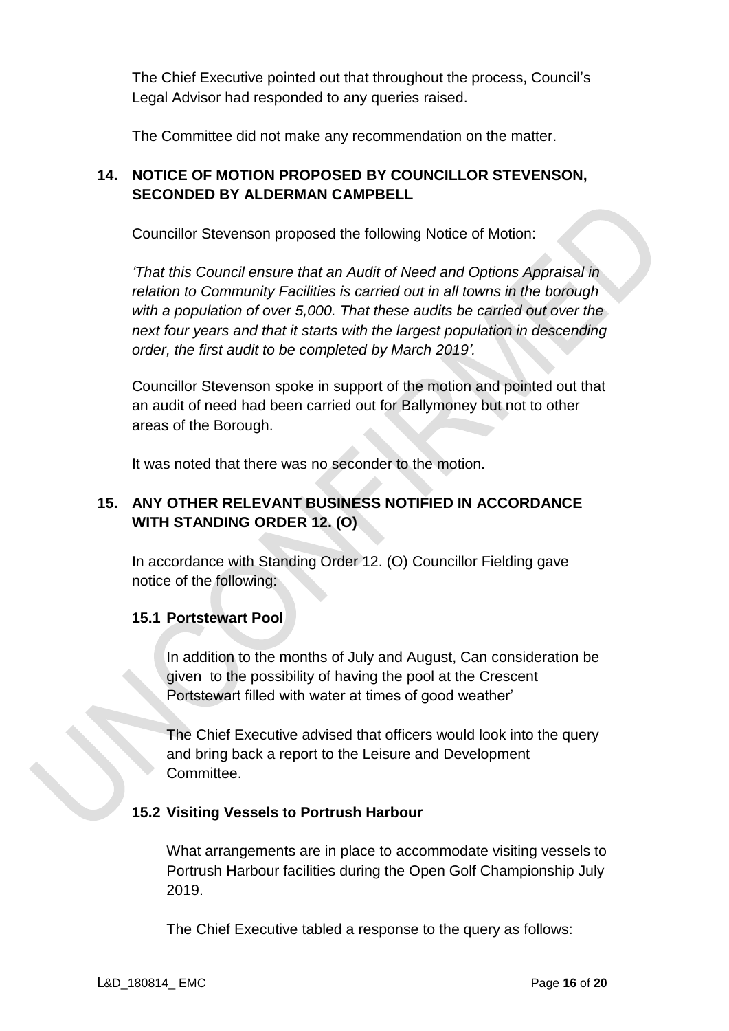The Chief Executive pointed out that throughout the process, Council's Legal Advisor had responded to any queries raised.

The Committee did not make any recommendation on the matter.

## 14. NOTICE OF MOTION PROPOSED BY COUNCILLOR STEVENSON, SECONDED BY ALDERMAN CAMPBELL

Councillor Stevenson proposed the following Notice of Motion:

*'That this Council ensure that an Audit of Need and Options Appraisal in relation to Community Facilities is carried out in all towns in the borough with a population of over 5,000. That these audits be carried out over the next four years and that it starts with the largest population in descending order, the first audit to be completed by March 2019'.*

Councillor Stevenson spoke in support of the motion and pointed out that an audit of need had been carried out for Ballymoney but not to other areas of the Borough.

It was noted that there was no seconder to the motion.

## 15. ANY OTHER RELEVANT BUSINESS NOTIFIED IN ACCORDANCE WITH STANDING ORDER 12. (O)

In accordance with Standing Order 12. (O) Councillor Fielding gave notice of the following:

### 15.1 Portstewart Pool

In addition to the months of July and August, Can consideration be given to the possibility of having the pool at the Crescent Portstewart filled with water at times of good weather'

The Chief Executive advised that officers would look into the query and bring back a report to the Leisure and Development Committee.

### 15.2 Visiting Vessels to Portrush Harbour

What arrangements are in place to accommodate visiting vessels to Portrush Harbour facilities during the Open Golf Championship July 2019.

The Chief Executive tabled a response to the query as follows: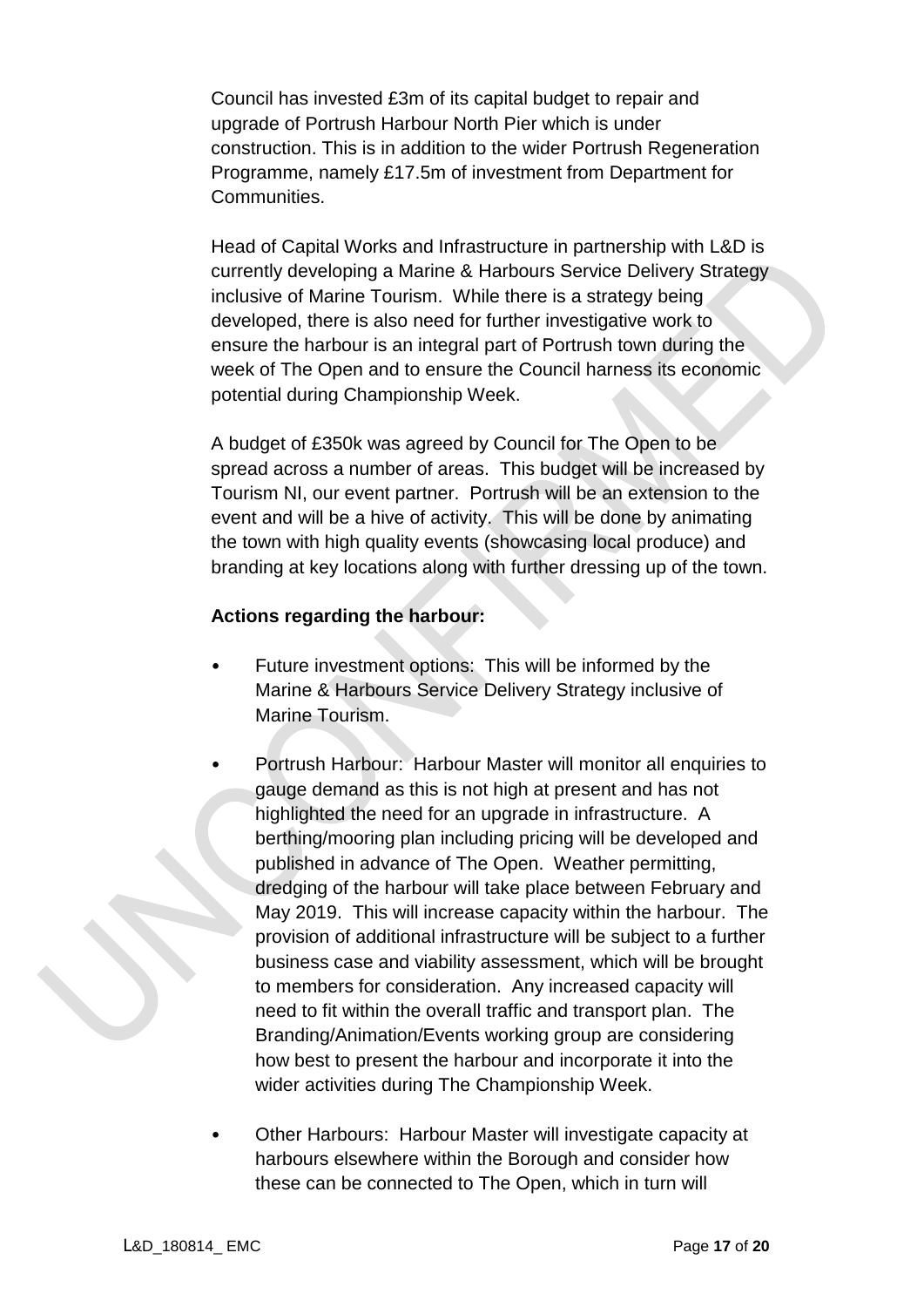Council has invested £3m of its capital budget to repair and upgrade of Portrush Harbour North Pier which is under construction. This is in addition to the wider Portrush Regeneration Programme, namely £17.5m of investment from Department for Communities.

Head of Capital Works and Infrastructure in partnership with L&D is currently developing a Marine & Harbours Service Delivery Strategy inclusive of Marine Tourism. While there is a strategy being developed, there is also need for further investigative work to ensure the harbour is an integral part of Portrush town during the week of The Open and to ensure the Council harness its economic potential during Championship Week.

A budget of £350k was agreed by Council for The Open to be spread across a number of areas. This budget will be increased by Tourism NI, our event partner. Portrush will be an extension to the event and will be a hive of activity. This will be done by animating the town with high quality events (showcasing local produce) and branding at key locations along with further dressing up of the town.

**Actions regarding the harbour:**

- Future investment options: This will be informed by the Marine & Harbours Service Delivery Strategy inclusive of Marine Tourism.

- Portrush Harbour: Harbour Master will monitor all enquiries to gauge demand as this is not high at present and has not highlighted the need for an upgrade in infrastructure. A berthing/mooring plan including pricing will be developed and published in advance of The Open. Weather permitting, dredging of the harbour will take place between February and May 2019. This will increase capacity within the harbour. The provision of additional infrastructure will be subject to a further business case and viability assessment, which will be brought to members for consideration. Any increased capacity will need to fit within the overall traffic and transport plan. The Branding/Animation/Events working group are considering how best to present the harbour and incorporate it into the wider activities during The Championship Week.

- Other Harbours: Harbour Master will investigate capacity at harbours elsewhere within the Borough and consider how these can be connected to The Open, which in turn will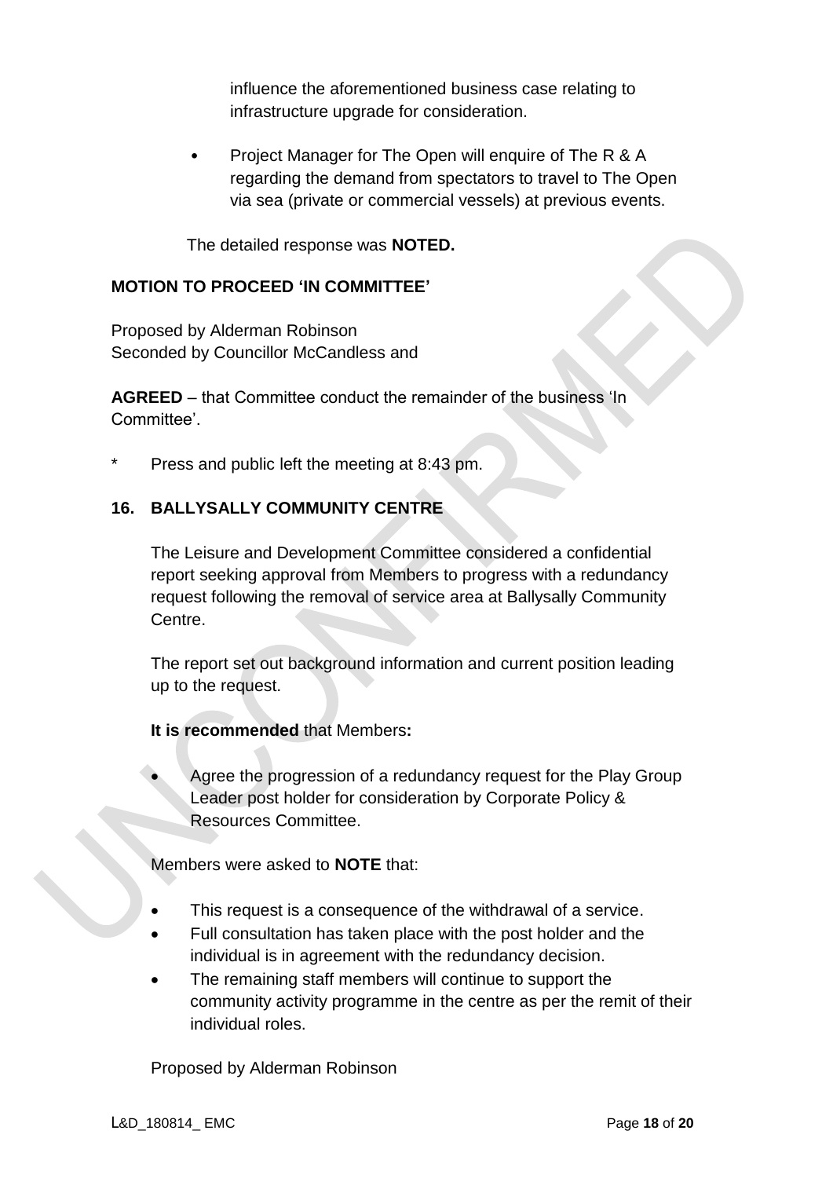influence the aforementioned business case relating to infrastructure upgrade for consideration.

- Project Manager for The Open will enquire of The R & A regarding the demand from spectators to travel to The Open via sea (private or commercial vessels) at previous events.

The detailed response was **NOTED.**

**MOTION TO PROCEED 'IN COMMITTEE'**

Proposed by Alderman Robinson
Seconded by Councillor McCandless and

**AGREED** – that Committee conduct the remainder of the business 'In Committee'.

\* Press and public left the meeting at 8:43 pm.

## 16. BALLYSALLY COMMUNITY CENTRE

The Leisure and Development Committee considered a confidential report seeking approval from Members to progress with a redundancy request following the removal of service area at Ballysally Community Centre.

The report set out background information and current position leading up to the request.

**It is recommended** that Members**:**

- Agree the progression of a redundancy request for the Play Group Leader post holder for consideration by Corporate Policy & Resources Committee.

Members were asked to **NOTE** that:

- This request is a consequence of the withdrawal of a service.
- Full consultation has taken place with the post holder and the individual is in agreement with the redundancy decision.
- The remaining staff members will continue to support the community activity programme in the centre as per the remit of their individual roles.

Proposed by Alderman Robinson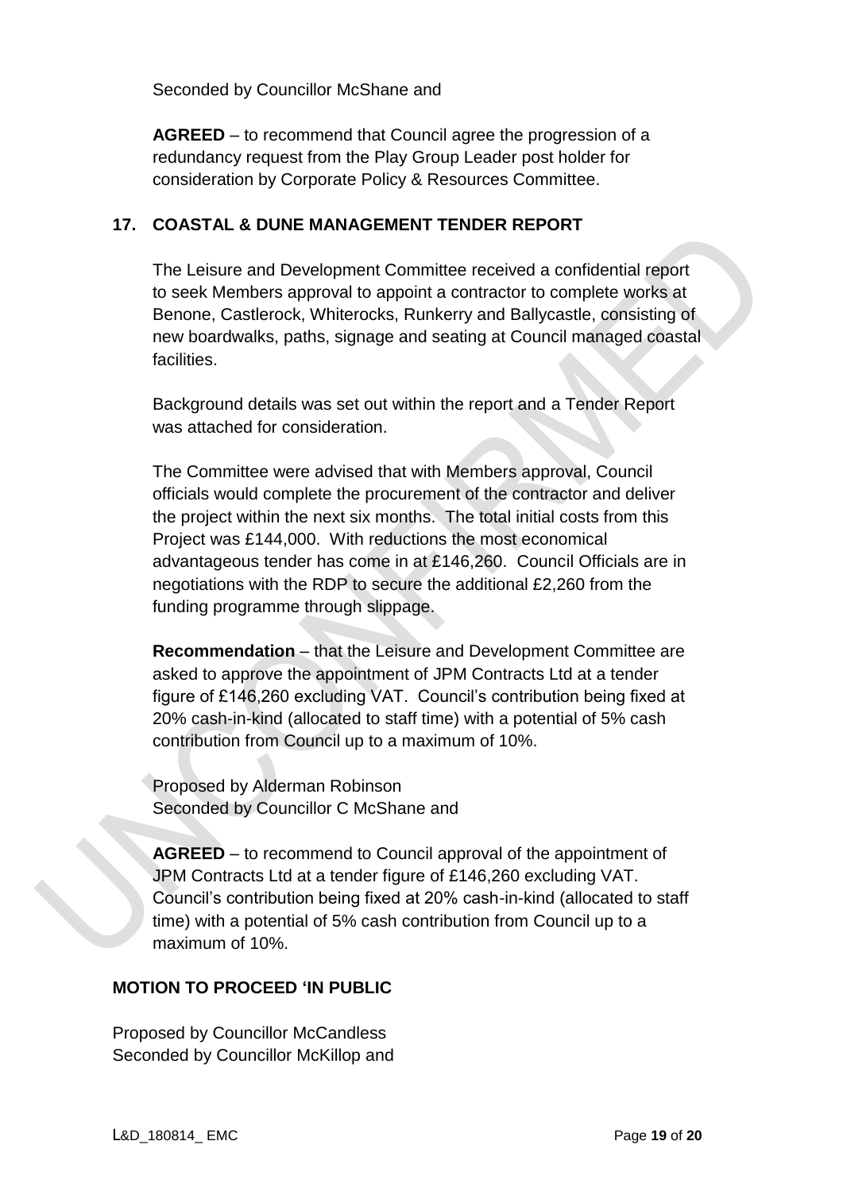Seconded by Councillor McShane and

**AGREED** – to recommend that Council agree the progression of a redundancy request from the Play Group Leader post holder for consideration by Corporate Policy & Resources Committee.

## 17. COASTAL & DUNE MANAGEMENT TENDER REPORT

The Leisure and Development Committee received a confidential report to seek Members approval to appoint a contractor to complete works at Benone, Castlerock, Whiterocks, Runkerry and Ballycastle, consisting of new boardwalks, paths, signage and seating at Council managed coastal facilities.

Background details was set out within the report and a Tender Report was attached for consideration.

The Committee were advised that with Members approval, Council officials would complete the procurement of the contractor and deliver the project within the next six months. The total initial costs from this Project was £144,000. With reductions the most economical advantageous tender has come in at £146,260. Council Officials are in negotiations with the RDP to secure the additional £2,260 from the funding programme through slippage.

**Recommendation** – that the Leisure and Development Committee are asked to approve the appointment of JPM Contracts Ltd at a tender figure of £146,260 excluding VAT. Council's contribution being fixed at 20% cash-in-kind (allocated to staff time) with a potential of 5% cash contribution from Council up to a maximum of 10%.

Proposed by Alderman Robinson
Seconded by Councillor C McShane and

**AGREED** – to recommend to Council approval of the appointment of JPM Contracts Ltd at a tender figure of £146,260 excluding VAT. Council's contribution being fixed at 20% cash-in-kind (allocated to staff time) with a potential of 5% cash contribution from Council up to a maximum of 10%.

## MOTION TO PROCEED 'IN PUBLIC

Proposed by Councillor McCandless
Seconded by Councillor McKillop and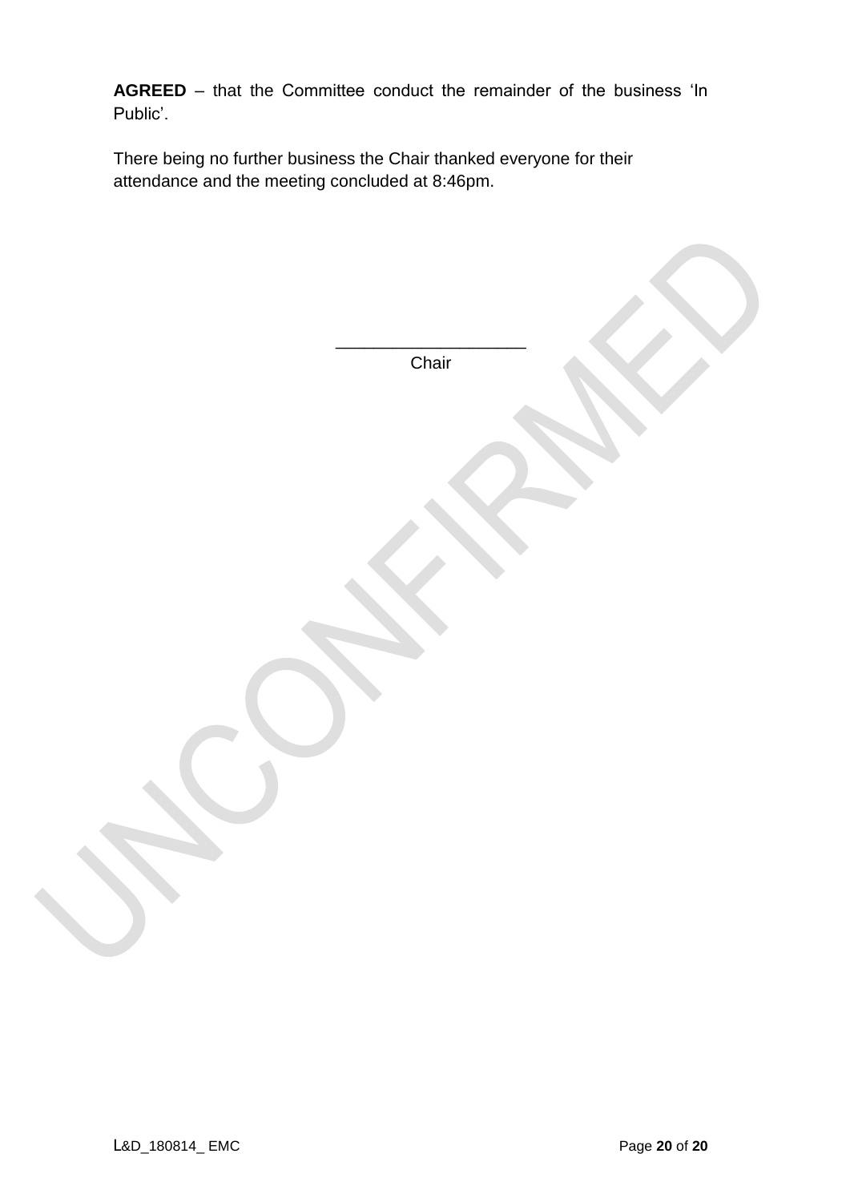**AGREED** – that the Committee conduct the remainder of the business 'In Public'.

There being no further business the Chair thanked everyone for their attendance and the meeting concluded at 8:46pm.

\_\_\_\_\_\_\_\_\_\_\_\_\_\_\_\_\_\_\_\_

Chair

UNCONFIRMED